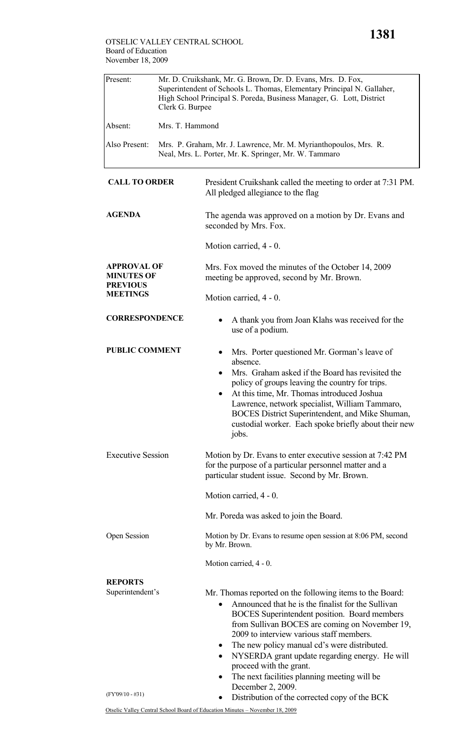OTSELIC VALLEY CENTRAL SCHOOL
Board of Education
November 18, 2009

| | |
|---|---|
| Present: | Mr. D. Cruikshank, Mr. G. Brown, Dr. D. Evans, Mrs. D. Fox, Superintendent of Schools L. Thomas, Elementary Principal N. Gallaher, High School Principal S. Poreda, Business Manager, G. Lott, District Clerk G. Burpee |
| Absent: | Mrs. T. Hammond |
| Also Present: | Mrs. P. Graham, Mr. J. Lawrence, Mr. M. Myrianthopoulos, Mrs. R. Neal, Mrs. L. Porter, Mr. K. Springer, Mr. W. Tammaro |

**CALL TO ORDER**

President Cruikshank called the meeting to order at 7:31 PM. All pledged allegiance to the flag

**AGENDA**

The agenda was approved on a motion by Dr. Evans and seconded by Mrs. Fox.

Motion carried, 4 - 0.

**APPROVAL OF MINUTES OF PREVIOUS MEETINGS**

Mrs. Fox moved the minutes of the October 14, 2009 meeting be approved, second by Mr. Brown.

Motion carried, 4 - 0.

**CORRESPONDENCE**

- A thank you from Joan Klahs was received for the use of a podium.

**PUBLIC COMMENT**

- Mrs. Porter questioned Mr. Gorman's leave of absence.
- Mrs. Graham asked if the Board has revisited the policy of groups leaving the country for trips.
- At this time, Mr. Thomas introduced Joshua Lawrence, network specialist, William Tammaro, BOCES District Superintendent, and Mike Shuman, custodial worker. Each spoke briefly about their new jobs.

Executive Session

Motion by Dr. Evans to enter executive session at 7:42 PM for the purpose of a particular personnel matter and a particular student issue. Second by Mr. Brown.

Motion carried, 4 - 0.

Mr. Poreda was asked to join the Board.

Open Session

Motion by Dr. Evans to resume open session at 8:06 PM, second by Mr. Brown.

Motion carried, 4 - 0.

**REPORTS**

Superintendent's

Mr. Thomas reported on the following items to the Board:

- Announced that he is the finalist for the Sullivan BOCES Superintendent position. Board members from Sullivan BOCES are coming on November 19, 2009 to interview various staff members.
- The new policy manual cd's were distributed.
- NYSERDA grant update regarding energy. He will proceed with the grant.
- The next facilities planning meeting will be December 2, 2009.
- Distribution of the corrected copy of the BCK

(FY'09/10 - #31)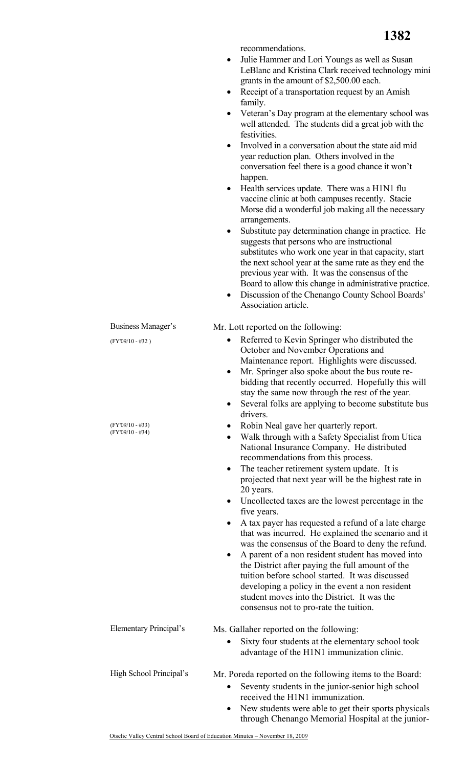recommendations.

- Julie Hammer and Lori Youngs as well as Susan LeBlanc and Kristina Clark received technology mini grants in the amount of $2,500.00 each.
- Receipt of a transportation request by an Amish family.
- Veteran's Day program at the elementary school was well attended. The students did a great job with the festivities.
- Involved in a conversation about the state aid mid year reduction plan. Others involved in the conversation feel there is a good chance it won't happen.
- Health services update. There was a H1N1 flu vaccine clinic at both campuses recently. Stacie Morse did a wonderful job making all the necessary arrangements.
- Substitute pay determination change in practice. He suggests that persons who are instructional substitutes who work one year in that capacity, start the next school year at the same rate as they end the previous year with. It was the consensus of the Board to allow this change in administrative practice.
- Discussion of the Chenango County School Boards' Association article.

Business Manager's

Mr. Lott reported on the following:

(FY'09/10 - #32 )

- Referred to Kevin Springer who distributed the October and November Operations and Maintenance report. Highlights were discussed.
- Mr. Springer also spoke about the bus route re-bidding that recently occurred. Hopefully this will stay the same now through the rest of the year.
- Several folks are applying to become substitute bus drivers.

(FY'09/10 - #33)
(FY'09/10 - #34)

- Robin Neal gave her quarterly report.
- Walk through with a Safety Specialist from Utica National Insurance Company. He distributed recommendations from this process.
- The teacher retirement system update. It is projected that next year will be the highest rate in 20 years.
- Uncollected taxes are the lowest percentage in the five years.
- A tax payer has requested a refund of a late charge that was incurred. He explained the scenario and it was the consensus of the Board to deny the refund.
- A parent of a non resident student has moved into the District after paying the full amount of the tuition before school started. It was discussed developing a policy in the event a non resident student moves into the District. It was the consensus not to pro-rate the tuition.

Elementary Principal's

Ms. Gallaher reported on the following:

- Sixty four students at the elementary school took advantage of the H1N1 immunization clinic.

High School Principal's

Mr. Poreda reported on the following items to the Board:

- Seventy students in the junior-senior high school received the H1N1 immunization.
- New students were able to get their sports physicals through Chenango Memorial Hospital at the junior-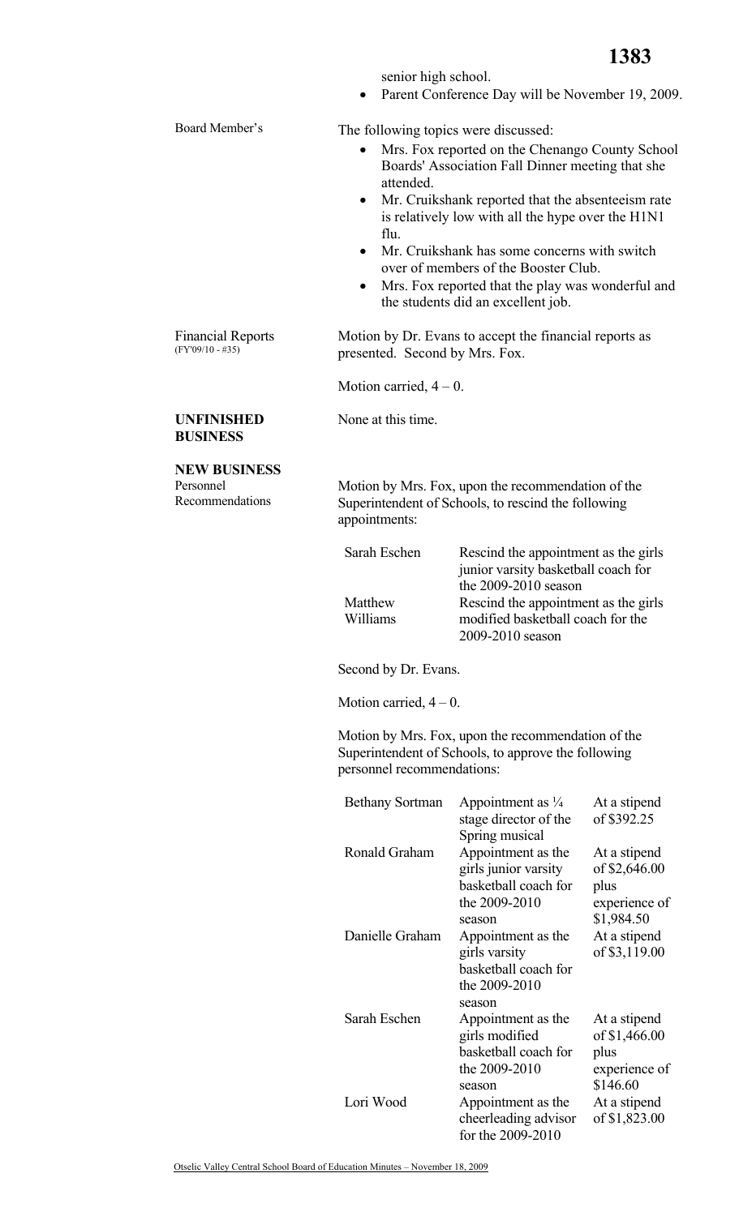senior high school.

- Parent Conference Day will be November 19, 2009.

Board Member's

The following topics were discussed:

- Mrs. Fox reported on the Chenango County School Boards' Association Fall Dinner meeting that she attended.
- Mr. Cruikshank reported that the absenteeism rate is relatively low with all the hype over the H1N1 flu.
- Mr. Cruikshank has some concerns with switch over of members of the Booster Club.
- Mrs. Fox reported that the play was wonderful and the students did an excellent job.

Financial Reports (FY'09/10 - #35)

Motion by Dr. Evans to accept the financial reports as presented. Second by Mrs. Fox.

Motion carried, 4 – 0.

**UNFINISHED BUSINESS**

None at this time.

**NEW BUSINESS**

Personnel Recommendations

Motion by Mrs. Fox, upon the recommendation of the Superintendent of Schools, to rescind the following appointments:

| | |
|---|---|
| Sarah Eschen | Rescind the appointment as the girls junior varsity basketball coach for the 2009-2010 season |
| Matthew Williams | Rescind the appointment as the girls modified basketball coach for the 2009-2010 season |

Second by Dr. Evans.

Motion carried, 4 – 0.

Motion by Mrs. Fox, upon the recommendation of the Superintendent of Schools, to approve the following personnel recommendations:

| | | |
|---|---|---|
| Bethany Sortman | Appointment as ¼ stage director of the Spring musical | At a stipend of $392.25 |
| Ronald Graham | Appointment as the girls junior varsity basketball coach for the 2009-2010 season | At a stipend of $2,646.00 plus experience of $1,984.50 |
| Danielle Graham | Appointment as the girls varsity basketball coach for the 2009-2010 season | At a stipend of $3,119.00 |
| Sarah Eschen | Appointment as the girls modified basketball coach for the 2009-2010 season | At a stipend of $1,466.00 plus experience of $146.60 |
| Lori Wood | Appointment as the cheerleading advisor for the 2009-2010 | At a stipend of $1,823.00 |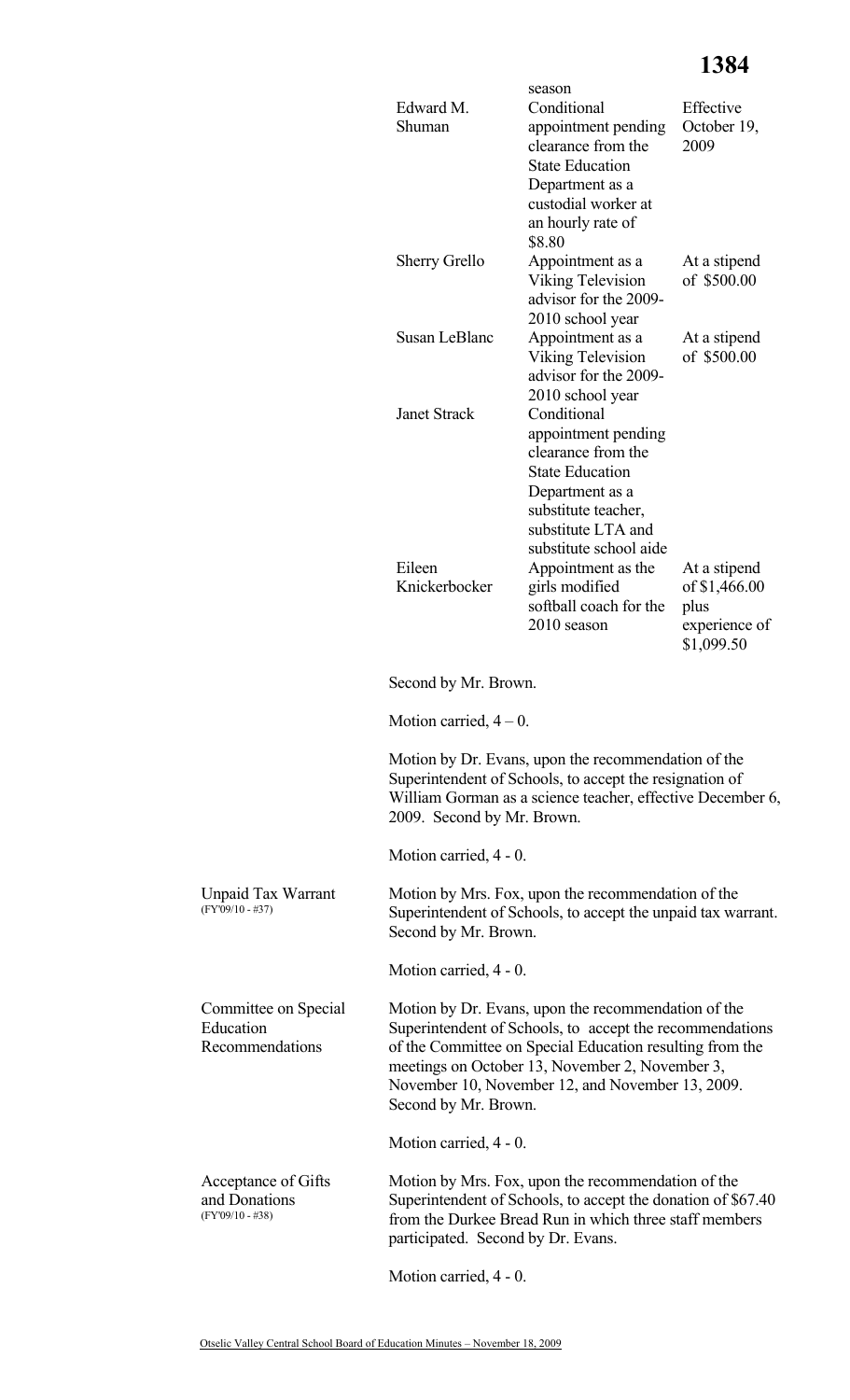| | | |
|---|---|---|
| | season | |
| Edward M. Shuman | Conditional appointment pending clearance from the State Education Department as a custodial worker at an hourly rate of $8.80 | Effective October 19, 2009 |
| Sherry Grello | Appointment as a Viking Television advisor for the 2009-2010 school year | At a stipend of $500.00 |
| Susan LeBlanc | Appointment as a Viking Television advisor for the 2009-2010 school year | At a stipend of $500.00 |
| Janet Strack | Conditional appointment pending clearance from the State Education Department as a substitute teacher, substitute LTA and substitute school aide | |
| Eileen Knickerbocker | Appointment as the girls modified softball coach for the 2010 season | At a stipend of $1,466.00 plus experience of $1,099.50 |

Second by Mr. Brown.

Motion carried, 4 – 0.

Motion by Dr. Evans, upon the recommendation of the Superintendent of Schools, to accept the resignation of William Gorman as a science teacher, effective December 6, 2009. Second by Mr. Brown.

Motion carried, 4 - 0.

**Unpaid Tax Warrant** (FY'09/10 - #37)

Motion by Mrs. Fox, upon the recommendation of the Superintendent of Schools, to accept the unpaid tax warrant. Second by Mr. Brown.

Motion carried, 4 - 0.

**Committee on Special Education Recommendations**

Motion by Dr. Evans, upon the recommendation of the Superintendent of Schools, to accept the recommendations of the Committee on Special Education resulting from the meetings on October 13, November 2, November 3, November 10, November 12, and November 13, 2009. Second by Mr. Brown.

Motion carried, 4 - 0.

**Acceptance of Gifts and Donations** (FY'09/10 - #38)

Motion by Mrs. Fox, upon the recommendation of the Superintendent of Schools, to accept the donation of $67.40 from the Durkee Bread Run in which three staff members participated. Second by Dr. Evans.

Motion carried, 4 - 0.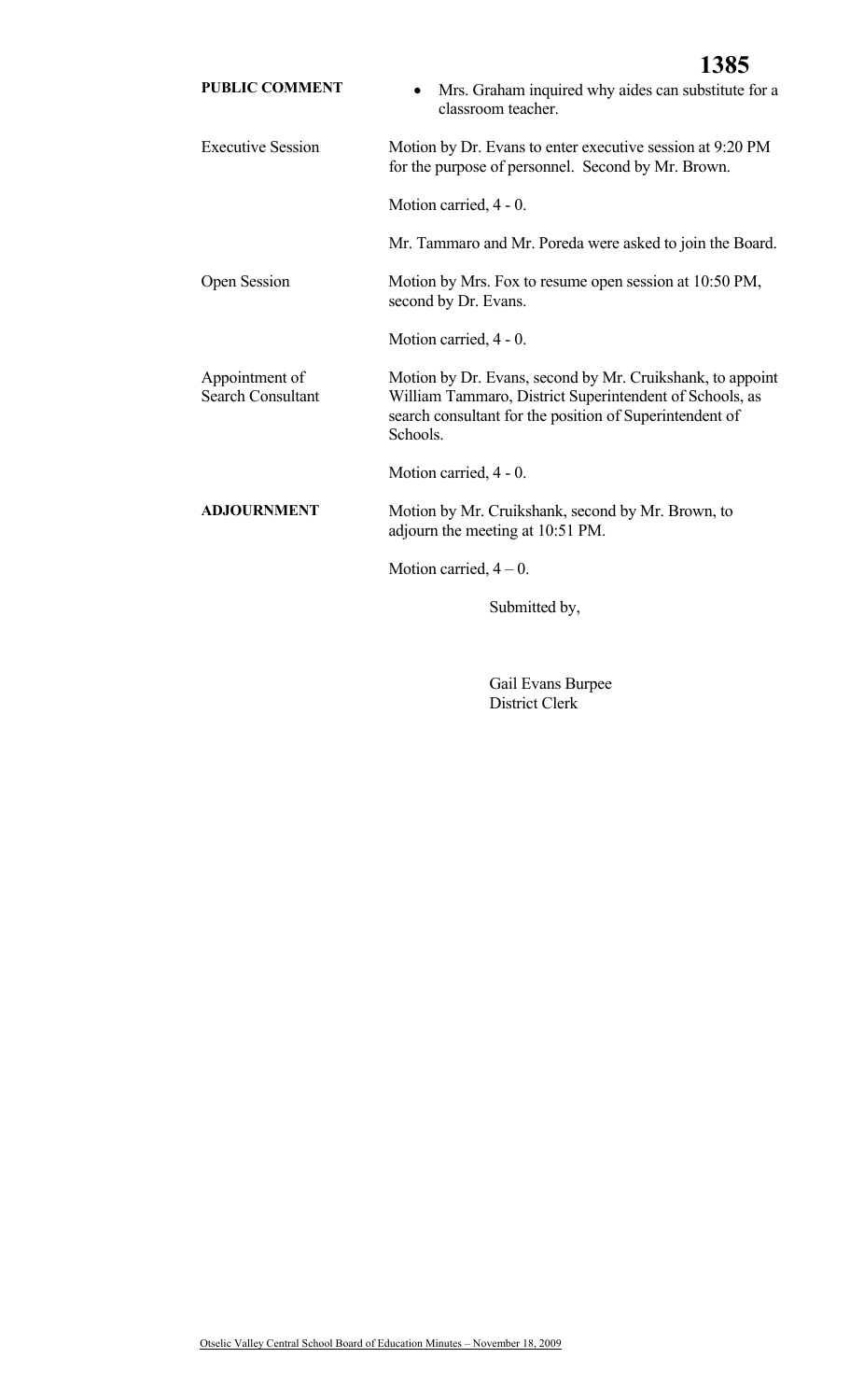**PUBLIC COMMENT**

- Mrs. Graham inquired why aides can substitute for a classroom teacher.

Executive Session

Motion by Dr. Evans to enter executive session at 9:20 PM for the purpose of personnel. Second by Mr. Brown.

Motion carried, 4 - 0.

Mr. Tammaro and Mr. Poreda were asked to join the Board.

Open Session

Motion by Mrs. Fox to resume open session at 10:50 PM, second by Dr. Evans.

Motion carried, 4 - 0.

Appointment of Search Consultant

Motion by Dr. Evans, second by Mr. Cruikshank, to appoint William Tammaro, District Superintendent of Schools, as search consultant for the position of Superintendent of Schools.

Motion carried, 4 - 0.

**ADJOURNMENT**

Motion by Mr. Cruikshank, second by Mr. Brown, to adjourn the meeting at 10:51 PM.

Motion carried, 4 – 0.

Submitted by,

Gail Evans Burpee
District Clerk